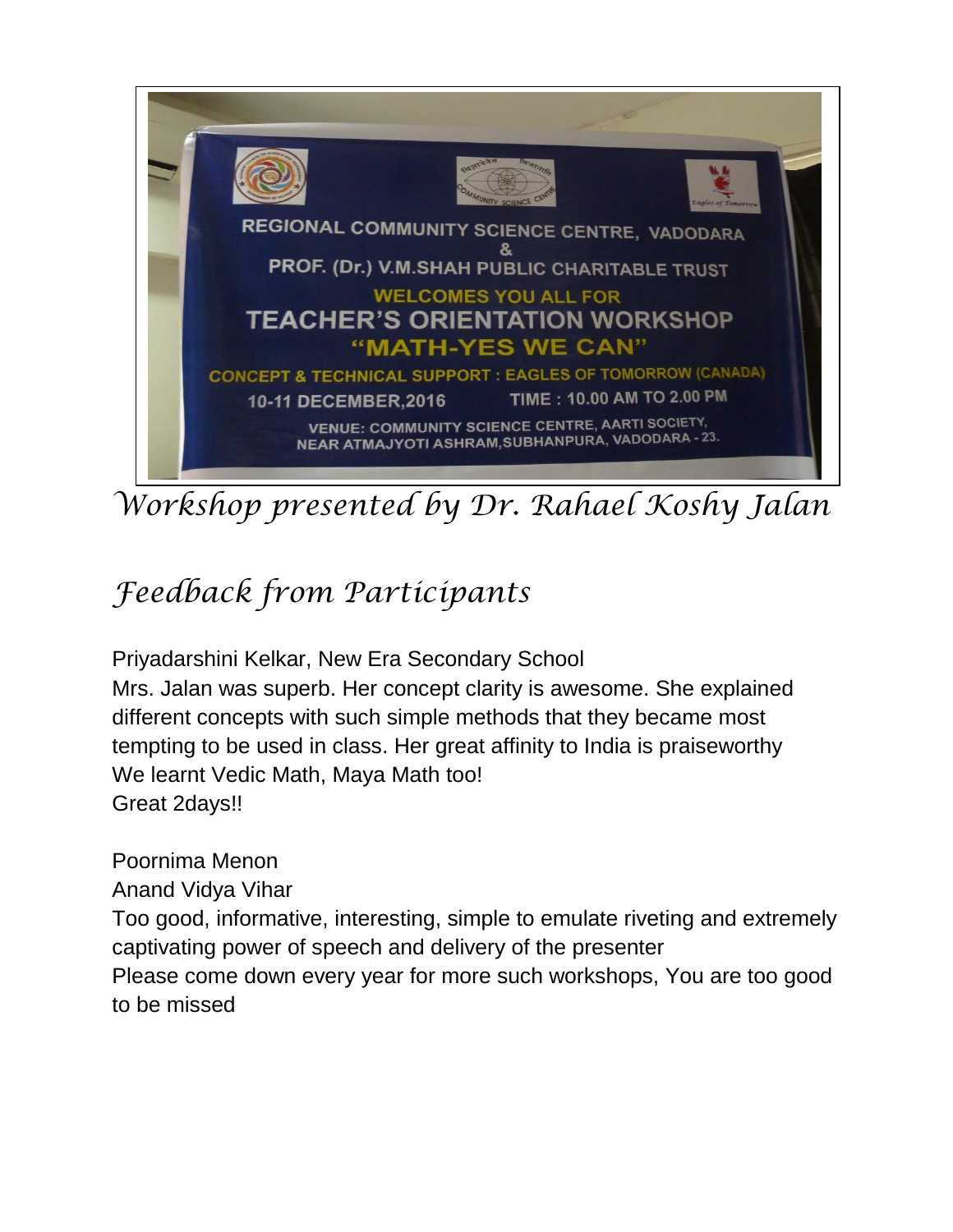REGIONAL COMMUNITY SCIENCE CENTRE, VADODARA
&
PROF. (Dr.) V.M.SHAH PUBLIC CHARITABLE TRUST
WELCOMES YOU ALL FOR
TEACHER'S ORIENTATION WORKSHOP
"MATH-YES WE CAN"
CONCEPT & TECHNICAL SUPPORT : EAGLES OF TOMORROW (CANADA)
10-11 DECEMBER,2016 TIME : 10.00 AM TO 2.00 PM
VENUE: COMMUNITY SCIENCE CENTRE, AARTI SOCIETY,
NEAR ATMAJYOTI ASHRAM,SUBHANPURA, VADODARA - 23.

# *Workshop presented by Dr. Rahael Koshy Jalan*

## *Feedback from Participants*

Priyadarshini Kelkar, New Era Secondary School
Mrs. Jalan was superb. Her concept clarity is awesome. She explained different concepts with such simple methods that they became most tempting to be used in class. Her great affinity to India is praiseworthy
We learnt Vedic Math, Maya Math too!
Great 2days!!

Poornima Menon
Anand Vidya Vihar
Too good, informative, interesting, simple to emulate riveting and extremely captivating power of speech and delivery of the presenter
Please come down every year for more such workshops, You are too good to be missed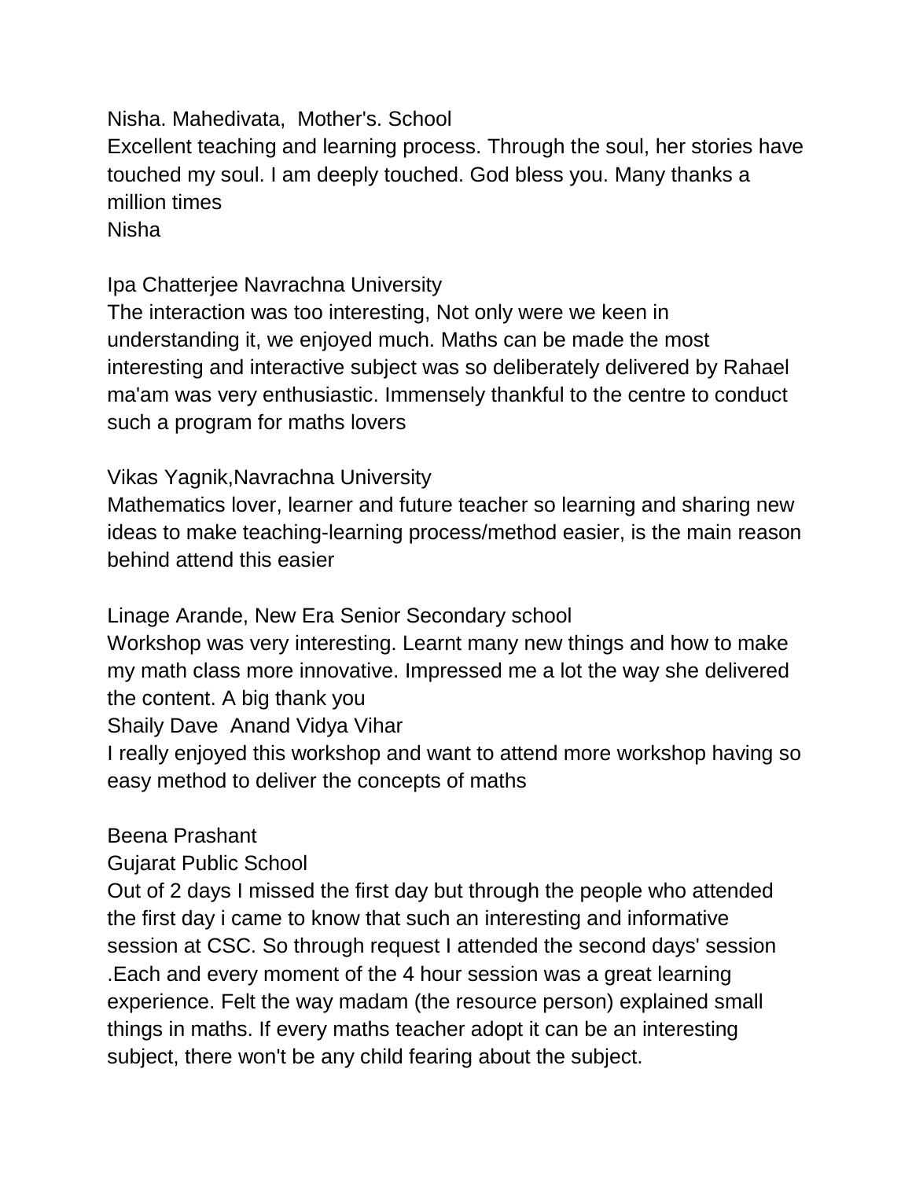Nisha. Mahedivata,  Mother's. School
Excellent teaching and learning process. Through the soul, her stories have touched my soul. I am deeply touched. God bless you. Many thanks a million times
Nisha

Ipa Chatterjee Navrachna University
The interaction was too interesting, Not only were we keen in understanding it, we enjoyed much. Maths can be made the most interesting and interactive subject was so deliberately delivered by Rahael ma'am was very enthusiastic. Immensely thankful to the centre to conduct such a program for maths lovers

Vikas Yagnik,Navrachna University
Mathematics lover, learner and future teacher so learning and sharing new ideas to make teaching-learning process/method easier, is the main reason behind attend this easier

Linage Arande, New Era Senior Secondary school
Workshop was very interesting. Learnt many new things and how to make my math class more innovative. Impressed me a lot the way she delivered the content. A big thank you
Shaily Dave  Anand Vidya Vihar
I really enjoyed this workshop and want to attend more workshop having so easy method to deliver the concepts of maths

Beena Prashant
Gujarat Public School
Out of 2 days I missed the first day but through the people who attended the first day i came to know that such an interesting and informative session at CSC. So through request I attended the second days' session .Each and every moment of the 4 hour session was a great learning experience. Felt the way madam (the resource person) explained small things in maths. If every maths teacher adopt it can be an interesting subject, there won't be any child fearing about the subject.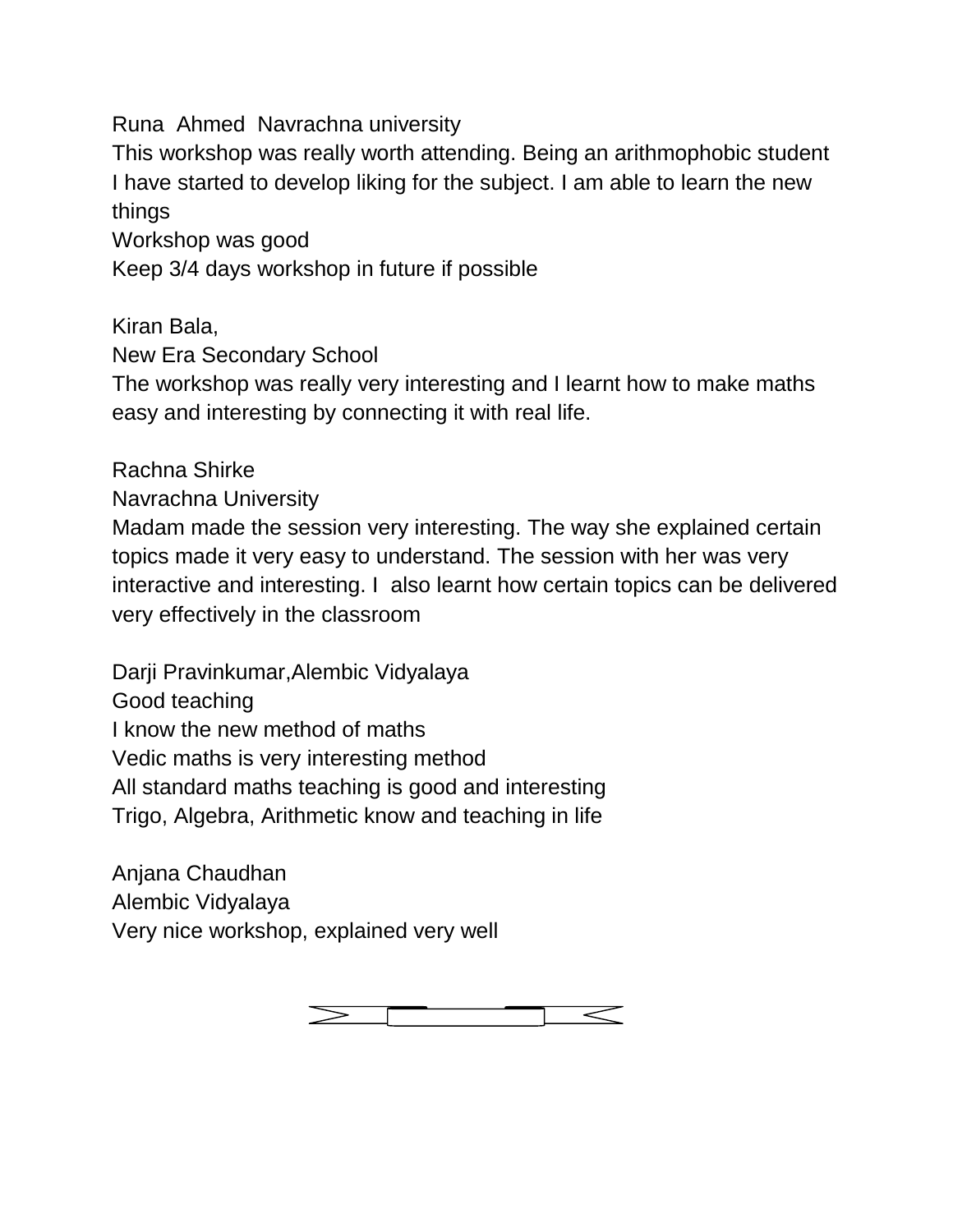Runa Ahmed Navrachna university
This workshop was really worth attending. Being an arithmophobic student I have started to develop liking for the subject. I am able to learn the new things
Workshop was good
Keep 3/4 days workshop in future if possible

Kiran Bala,
New Era Secondary School
The workshop was really very interesting and I learnt how to make maths easy and interesting by connecting it with real life.

Rachna Shirke
Navrachna University
Madam made the session very interesting. The way she explained certain topics made it very easy to understand. The session with her was very interactive and interesting. I also learnt how certain topics can be delivered very effectively in the classroom

Darji Pravinkumar,Alembic Vidyalaya
Good teaching
I know the new method of maths
Vedic maths is very interesting method
All standard maths teaching is good and interesting
Trigo, Algebra, Arithmetic know and teaching in life

Anjana Chaudhan
Alembic Vidyalaya
Very nice workshop, explained very well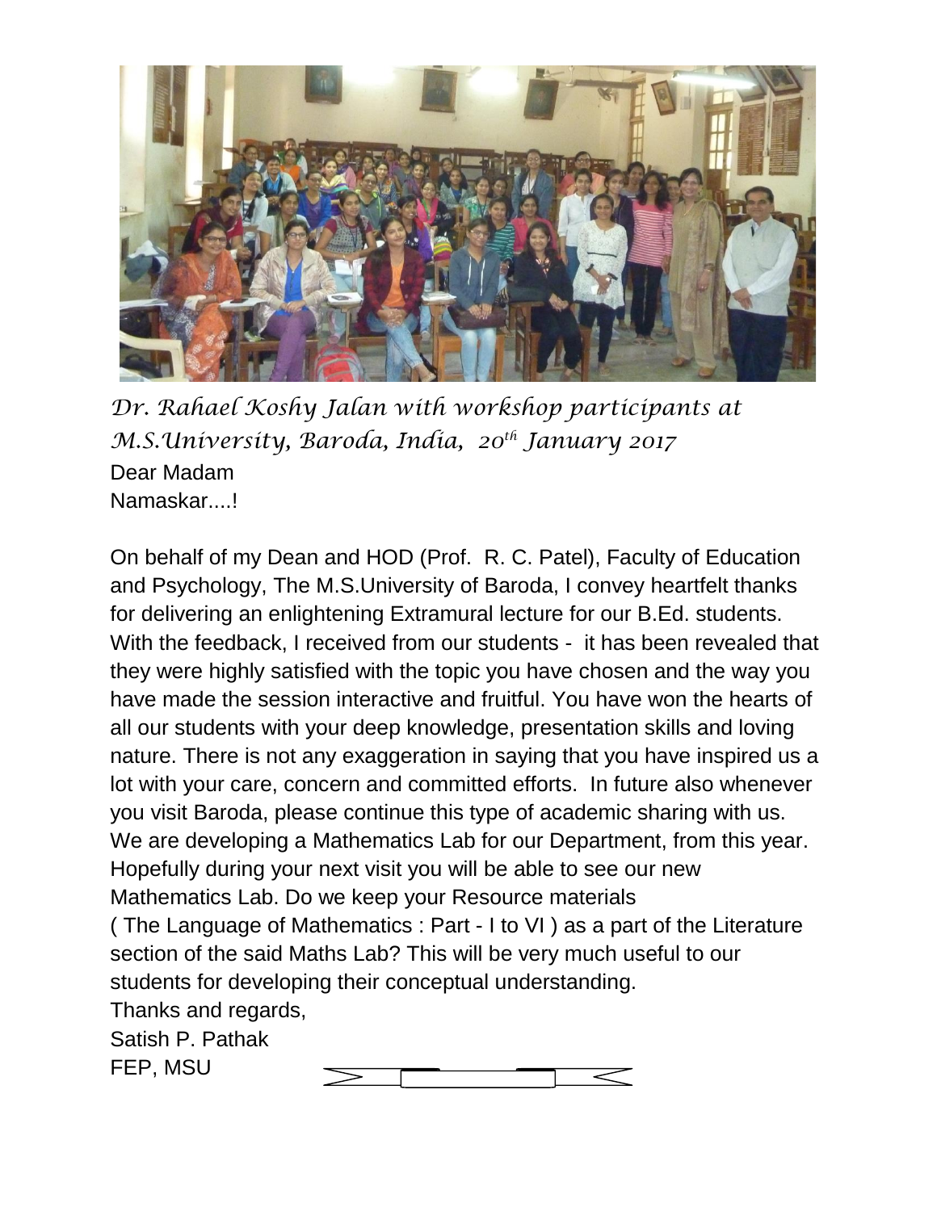*Dr. Rahael Koshy Jalan with workshop participants at M.S.University, Baroda, India, 20th January 2017*

Dear Madam
Namaskar....!

On behalf of my Dean and HOD (Prof. R. C. Patel), Faculty of Education and Psychology, The M.S.University of Baroda, I convey heartfelt thanks for delivering an enlightening Extramural lecture for our B.Ed. students. With the feedback, I received from our students - it has been revealed that they were highly satisfied with the topic you have chosen and the way you have made the session interactive and fruitful. You have won the hearts of all our students with your deep knowledge, presentation skills and loving nature. There is not any exaggeration in saying that you have inspired us a lot with your care, concern and committed efforts. In future also whenever you visit Baroda, please continue this type of academic sharing with us. We are developing a Mathematics Lab for our Department, from this year. Hopefully during your next visit you will be able to see our new Mathematics Lab. Do we keep your Resource materials ( The Language of Mathematics : Part - I to VI ) as a part of the Literature section of the said Maths Lab? This will be very much useful to our students for developing their conceptual understanding.

Thanks and regards,
Satish P. Pathak
FEP, MSU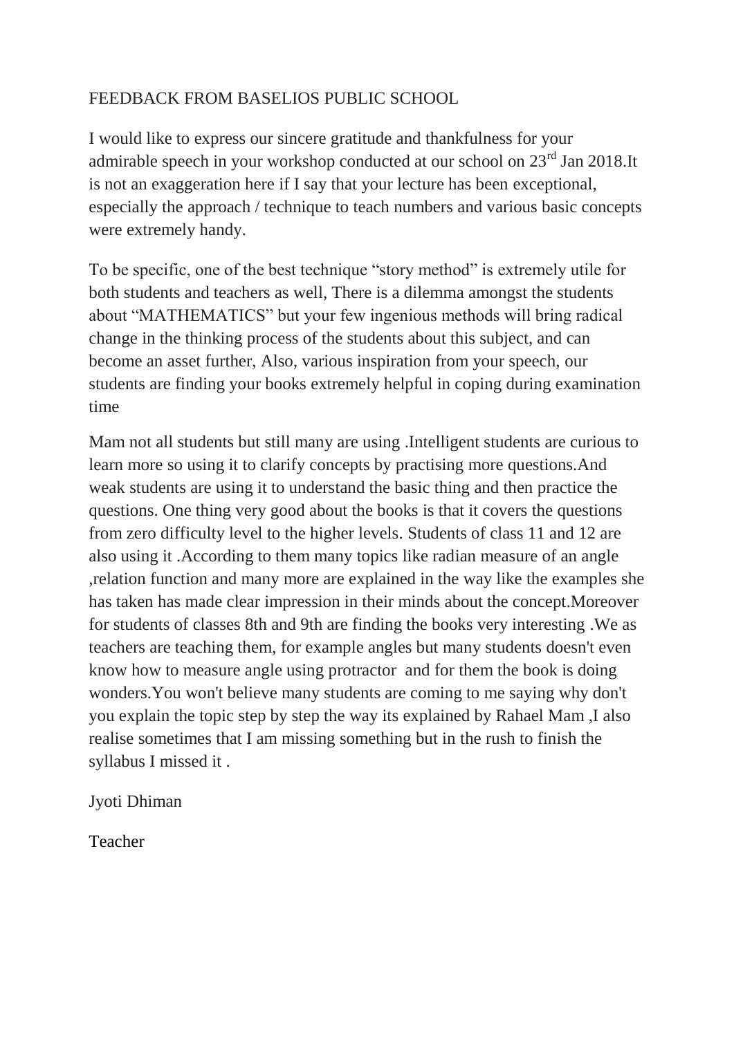FEEDBACK FROM BASELIOS PUBLIC SCHOOL

I would like to express our sincere gratitude and thankfulness for your admirable speech in your workshop conducted at our school on 23rd Jan 2018.It is not an exaggeration here if I say that your lecture has been exceptional, especially the approach / technique to teach numbers and various basic concepts were extremely handy.

To be specific, one of the best technique "story method" is extremely utile for both students and teachers as well, There is a dilemma amongst the students about "MATHEMATICS" but your few ingenious methods will bring radical change in the thinking process of the students about this subject, and can become an asset further, Also, various inspiration from your speech, our students are finding your books extremely helpful in coping during examination time

Mam not all students but still many are using .Intelligent students are curious to learn more so using it to clarify concepts by practising more questions.And weak students are using it to understand the basic thing and then practice the questions. One thing very good about the books is that it covers the questions from zero difficulty level to the higher levels. Students of class 11 and 12 are also using it .According to them many topics like radian measure of an angle ,relation function and many more are explained in the way like the examples she has taken has made clear impression in their minds about the concept.Moreover for students of classes 8th and 9th are finding the books very interesting .We as teachers are teaching them, for example angles but many students doesn't even know how to measure angle using protractor and for them the book is doing wonders.You won't believe many students are coming to me saying why don't you explain the topic step by step the way its explained by Rahael Mam ,I also realise sometimes that I am missing something but in the rush to finish the syllabus I missed it .

Jyoti Dhiman

Teacher